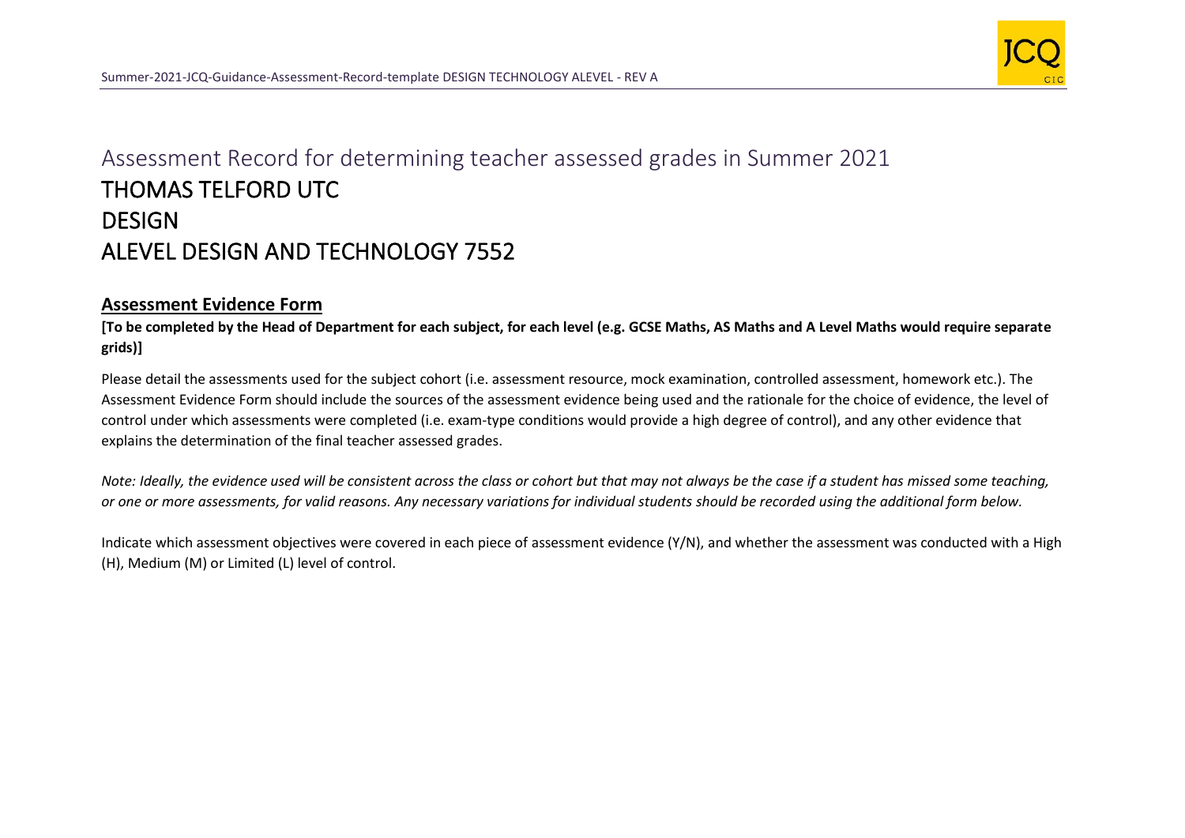# Assessment Record for determining teacher assessed grades in Summer 2021

# THOMAS TELFORD UTC

# DESIGN

# ALEVEL DESIGN AND TECHNOLOGY 7552

## Assessment Evidence Form

**[To be completed by the Head of Department for each subject, for each level (e.g. GCSE Maths, AS Maths and A Level Maths would require separate grids)]**

Please detail the assessments used for the subject cohort (i.e. assessment resource, mock examination, controlled assessment, homework etc.). The Assessment Evidence Form should include the sources of the assessment evidence being used and the rationale for the choice of evidence, the level of control under which assessments were completed (i.e. exam-type conditions would provide a high degree of control), and any other evidence that explains the determination of the final teacher assessed grades.

*Note: Ideally, the evidence used will be consistent across the class or cohort but that may not always be the case if a student has missed some teaching, or one or more assessments, for valid reasons. Any necessary variations for individual students should be recorded using the additional form below.*

Indicate which assessment objectives were covered in each piece of assessment evidence (Y/N), and whether the assessment was conducted with a High (H), Medium (M) or Limited (L) level of control.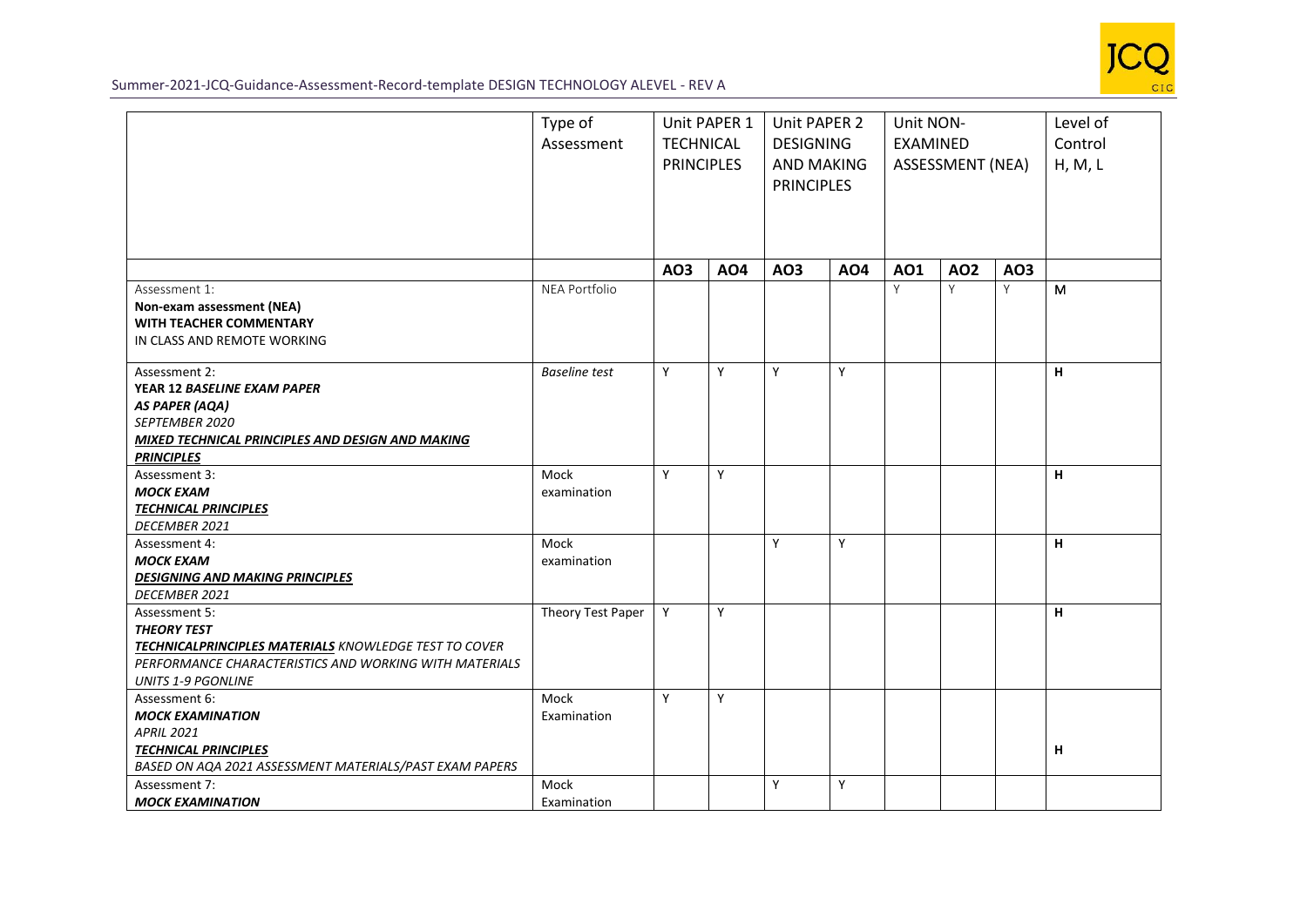| | Type of Assessment | Unit PAPER 1 TECHNICAL PRINCIPLES | | Unit PAPER 2 DESIGNING AND MAKING PRINCIPLES | | Unit NON-EXAMINED ASSESSMENT (NEA) | | | Level of Control H, M, L |
|---|---|---|---|---|---|---|---|---|---|
| | | **AO3** | **AO4** | **AO3** | **AO4** | **AO1** | **AO2** | **AO3** | |
| Assessment 1:<br>**Non-exam assessment (NEA)**<br>**WITH TEACHER COMMENTARY**<br>IN CLASS AND REMOTE WORKING | NEA Portfolio | | | | | Y | Y | Y | M |
| Assessment 2:<br>***YEAR 12 BASELINE EXAM PAPER***<br>***AS PAPER (AQA)***<br>*SEPTEMBER 2020*<br>***MIXED TECHNICAL PRINCIPLES AND DESIGN AND MAKING PRINCIPLES*** | *Baseline test* | Y | Y | Y | Y | | | | **H** |
| Assessment 3:<br>***MOCK EXAM***<br>***TECHNICAL PRINCIPLES***<br>*DECEMBER 2021* | Mock examination | Y | Y | | | | | | **H** |
| Assessment 4:<br>***MOCK EXAM***<br>***DESIGNING AND MAKING PRINCIPLES***<br>*DECEMBER 2021* | Mock examination | | | Y | Y | | | | **H** |
| Assessment 5:<br>***THEORY TEST***<br>***TECHNICALPRINCIPLES MATERIALS*** *KNOWLEDGE TEST TO COVER PERFORMANCE CHARACTERISTICS AND WORKING WITH MATERIALS UNITS 1-9 PGONLINE* | Theory Test Paper | Y | Y | | | | | | **H** |
| Assessment 6:<br>***MOCK EXAMINATION***<br>*APRIL 2021*<br>***TECHNICAL PRINCIPLES***<br>*BASED ON AQA 2021 ASSESSMENT MATERIALS/PAST EXAM PAPERS* | Mock Examination | Y | Y | | | | | | **H** |
| Assessment 7:<br>***MOCK EXAMINATION*** | Mock Examination | | | Y | Y | | | | |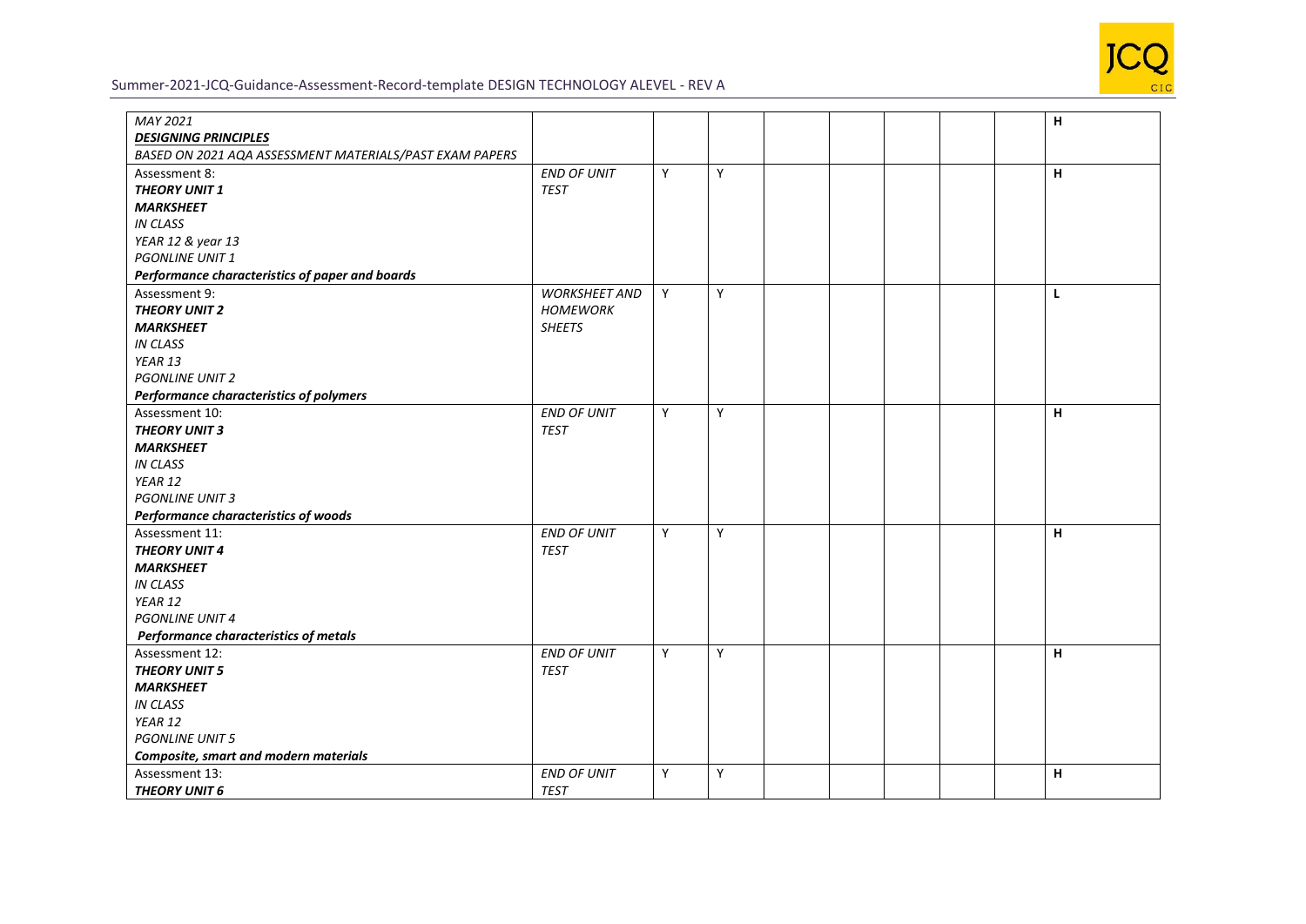| | | | | | | | | | |
|---|---|---|---|---|---|---|---|---|---|
| *MAY 2021*<br>***DESIGNING PRINCIPLES***<br>*BASED ON 2021 AQA ASSESSMENT MATERIALS/PAST EXAM PAPERS* | | | | | | | | | **H** |
| Assessment 8:<br>***THEORY UNIT 1***<br>***MARKSHEET***<br>*IN CLASS*<br>*YEAR 12 & year 13*<br>*PGONLINE UNIT 1*<br>***Performance characteristics of paper and boards*** | *END OF UNIT TEST* | Y | Y | | | | | | **H** |
| Assessment 9:<br>***THEORY UNIT 2***<br>***MARKSHEET***<br>*IN CLASS*<br>*YEAR 13*<br>*PGONLINE UNIT 2*<br>***Performance characteristics of polymers*** | *WORKSHEET AND HOMEWORK SHEETS* | Y | Y | | | | | | **L** |
| Assessment 10:<br>***THEORY UNIT 3***<br>***MARKSHEET***<br>*IN CLASS*<br>*YEAR 12*<br>*PGONLINE UNIT 3*<br>***Performance characteristics of woods*** | *END OF UNIT TEST* | Y | Y | | | | | | **H** |
| Assessment 11:<br>***THEORY UNIT 4***<br>***MARKSHEET***<br>*IN CLASS*<br>*YEAR 12*<br>*PGONLINE UNIT 4*<br>***Performance characteristics of metals*** | *END OF UNIT TEST* | Y | Y | | | | | | **H** |
| Assessment 12:<br>***THEORY UNIT 5***<br>***MARKSHEET***<br>*IN CLASS*<br>*YEAR 12*<br>*PGONLINE UNIT 5*<br>***Composite, smart and modern materials*** | *END OF UNIT TEST* | Y | Y | | | | | | **H** |
| Assessment 13:<br>***THEORY UNIT 6*** | *END OF UNIT TEST* | Y | Y | | | | | | **H** |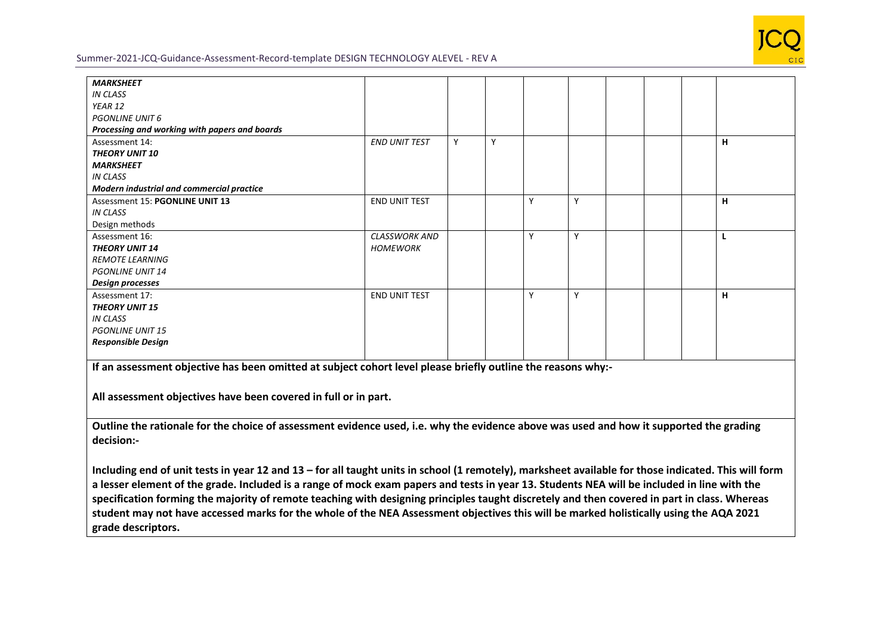| | | | | | | | | | |
|---|---|---|---|---|---|---|---|---|---|
| ***MARKSHEET***<br>*IN CLASS*<br>*YEAR 12*<br>*PGONLINE UNIT 6*<br>***Processing and working with papers and boards*** | | | | | | | | | |
| Assessment 14:<br>***THEORY UNIT 10***<br>***MARKSHEET***<br>*IN CLASS*<br>***Modern industrial and commercial practice*** | *END UNIT TEST* | Y | Y | | | | | | **H** |
| Assessment 15: **PGONLINE UNIT 13**<br>*IN CLASS*<br>Design methods | END UNIT TEST | | | Y | Y | | | | **H** |
| Assessment 16:<br>***THEORY UNIT 14***<br>*REMOTE LEARNING*<br>*PGONLINE UNIT 14*<br>***Design processes*** | *CLASSWORK AND HOMEWORK* | | | Y | Y | | | | **L** |
| Assessment 17:<br>***THEORY UNIT 15***<br>*IN CLASS*<br>*PGONLINE UNIT 15*<br>***Responsible Design*** | END UNIT TEST | | | Y | Y | | | | **H** |

**If an assessment objective has been omitted at subject cohort level please briefly outline the reasons why:-**

**All assessment objectives have been covered in full or in part.**

**Outline the rationale for the choice of assessment evidence used, i.e. why the evidence above was used and how it supported the grading decision:-**

**Including end of unit tests in year 12 and 13 – for all taught units in school (1 remotely), marksheet available for those indicated. This will form a lesser element of the grade. Included is a range of mock exam papers and tests in year 13. Students NEA will be included in line with the specification forming the majority of remote teaching with designing principles taught discretely and then covered in part in class. Whereas student may not have accessed marks for the whole of the NEA Assessment objectives this will be marked holistically using the AQA 2021 grade descriptors.**